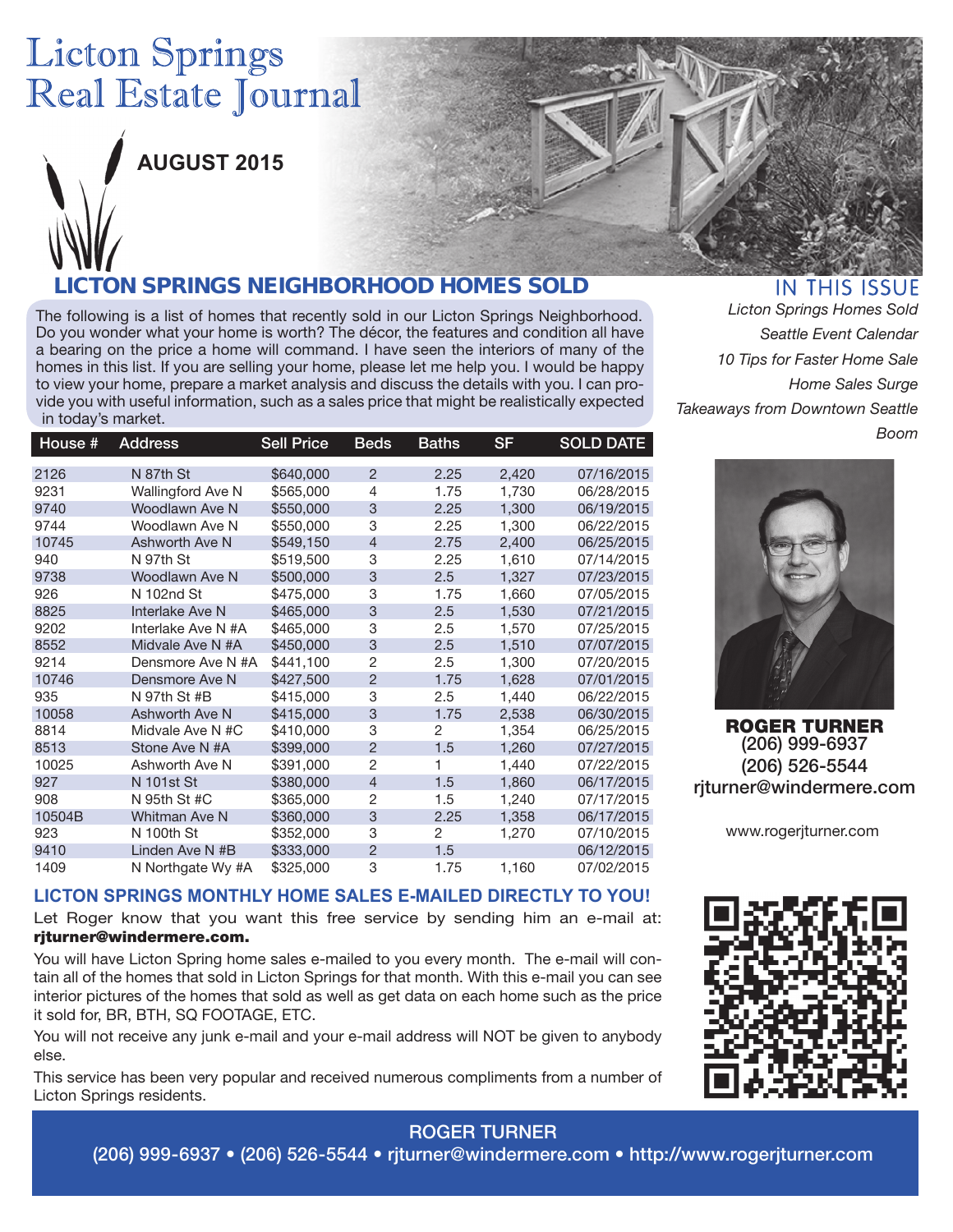# Licton Springs Real Estate Journal

**AUGUST 2015**

## LICTON SPRINGS NEIGHBORHOOD HOMES SOLD

The following is a list of homes that recently sold in our Licton Springs Neighborhood. Do you wonder what your home is worth? The décor, the features and condition all have a bearing on the price a home will command. I have seen the interiors of many of the homes in this list. If you are selling your home, please let me help you. I would be happy to view your home, prepare a market analysis and discuss the details with you. I can provide you with useful information, such as a sales price that might be realistically expected in today's market.

| House # | Address | Sell Price | Beds | Baths | SF | SOLD DATE |
|---|---|---|---|---|---|---|
| 2126 | N 87th St | $640,000 | 2 | 2.25 | 2,420 | 07/16/2015 |
| 9231 | Wallingford Ave N | $565,000 | 4 | 1.75 | 1,730 | 06/28/2015 |
| 9740 | Woodlawn Ave N | $550,000 | 3 | 2.25 | 1,300 | 06/19/2015 |
| 9744 | Woodlawn Ave N | $550,000 | 3 | 2.25 | 1,300 | 06/22/2015 |
| 10745 | Ashworth Ave N | $549,150 | 4 | 2.75 | 2,400 | 06/25/2015 |
| 940 | N 97th St | $519,500 | 3 | 2.25 | 1,610 | 07/14/2015 |
| 9738 | Woodlawn Ave N | $500,000 | 3 | 2.5 | 1,327 | 07/23/2015 |
| 926 | N 102nd St | $475,000 | 3 | 1.75 | 1,660 | 07/05/2015 |
| 8825 | Interlake Ave N | $465,000 | 3 | 2.5 | 1,530 | 07/21/2015 |
| 9202 | Interlake Ave N #A | $465,000 | 3 | 2.5 | 1,570 | 07/25/2015 |
| 8552 | Midvale Ave N #A | $450,000 | 3 | 2.5 | 1,510 | 07/07/2015 |
| 9214 | Densmore Ave N #A | $441,100 | 2 | 2.5 | 1,300 | 07/20/2015 |
| 10746 | Densmore Ave N | $427,500 | 2 | 1.75 | 1,628 | 07/01/2015 |
| 935 | N 97th St #B | $415,000 | 3 | 2.5 | 1,440 | 06/22/2015 |
| 10058 | Ashworth Ave N | $415,000 | 3 | 1.75 | 2,538 | 06/30/2015 |
| 8814 | Midvale Ave N #C | $410,000 | 3 | 2 | 1,354 | 06/25/2015 |
| 8513 | Stone Ave N #A | $399,000 | 2 | 1.5 | 1,260 | 07/27/2015 |
| 10025 | Ashworth Ave N | $391,000 | 2 | 1 | 1,440 | 07/22/2015 |
| 927 | N 101st St | $380,000 | 4 | 1.5 | 1,860 | 06/17/2015 |
| 908 | N 95th St #C | $365,000 | 2 | 1.5 | 1,240 | 07/17/2015 |
| 10504B | Whitman Ave N | $360,000 | 3 | 2.25 | 1,358 | 06/17/2015 |
| 923 | N 100th St | $352,000 | 3 | 2 | 1,270 | 07/10/2015 |
| 9410 | Linden Ave N #B | $333,000 | 2 | 1.5 | | 06/12/2015 |
| 1409 | N Northgate Wy #A | $325,000 | 3 | 1.75 | 1,160 | 07/02/2015 |

## LICTON SPRINGS MONTHLY HOME SALES E-MAILED DIRECTLY TO YOU!

Let Roger know that you want this free service by sending him an e-mail at: **rjturner@windermere.com.**

You will have Licton Spring home sales e-mailed to you every month. The e-mail will contain all of the homes that sold in Licton Springs for that month. With this e-mail you can see interior pictures of the homes that sold as well as get data on each home such as the price it sold for, BR, BTH, SQ FOOTAGE, ETC.

You will not receive any junk e-mail and your e-mail address will NOT be given to anybody else.

This service has been very popular and received numerous compliments from a number of Licton Springs residents.

## IN THIS ISSUE

*Licton Springs Homes Sold*
*Seattle Event Calendar*
*10 Tips for Faster Home Sale*
*Home Sales Surge*
*Takeaways from Downtown Seattle Boom*

**ROGER TURNER**
(206) 999-6937
(206) 526-5544
rjturner@windermere.com

www.rogerjturner.com

**ROGER TURNER**
(206) 999-6937 • (206) 526-5544 • rjturner@windermere.com • http://www.rogerjturner.com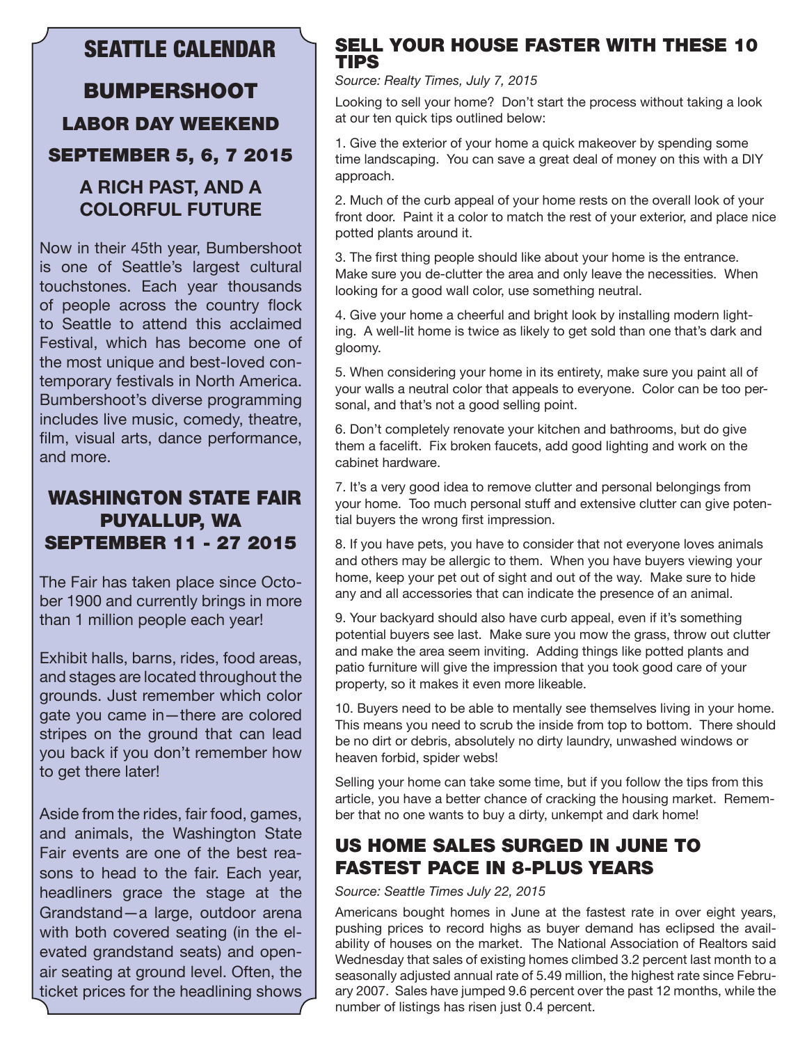# SEATTLE CALENDAR

## BUMPERSHOOT

### LABOR DAY WEEKEND

### SEPTEMBER 5, 6, 7 2015

### A RICH PAST, AND A COLORFUL FUTURE

Now in their 45th year, Bumbershoot is one of Seattle's largest cultural touchstones. Each year thousands of people across the country flock to Seattle to attend this acclaimed Festival, which has become one of the most unique and best-loved contemporary festivals in North America. Bumbershoot's diverse programming includes live music, comedy, theatre, film, visual arts, dance performance, and more.

## WASHINGTON STATE FAIR PUYALLUP, WA SEPTEMBER 11 - 27 2015

The Fair has taken place since October 1900 and currently brings in more than 1 million people each year!

Exhibit halls, barns, rides, food areas, and stages are located throughout the grounds. Just remember which color gate you came in—there are colored stripes on the ground that can lead you back if you don't remember how to get there later!

Aside from the rides, fair food, games, and animals, the Washington State Fair events are one of the best reasons to head to the fair. Each year, headliners grace the stage at the Grandstand—a large, outdoor arena with both covered seating (in the elevated grandstand seats) and open-air seating at ground level. Often, the ticket prices for the headlining shows

## SELL YOUR HOUSE FASTER WITH THESE 10 TIPS

*Source: Realty Times, July 7, 2015*

Looking to sell your home? Don't start the process without taking a look at our ten quick tips outlined below:

1. Give the exterior of your home a quick makeover by spending some time landscaping. You can save a great deal of money on this with a DIY approach.

2. Much of the curb appeal of your home rests on the overall look of your front door. Paint it a color to match the rest of your exterior, and place nice potted plants around it.

3. The first thing people should like about your home is the entrance. Make sure you de-clutter the area and only leave the necessities. When looking for a good wall color, use something neutral.

4. Give your home a cheerful and bright look by installing modern lighting. A well-lit home is twice as likely to get sold than one that's dark and gloomy.

5. When considering your home in its entirety, make sure you paint all of your walls a neutral color that appeals to everyone. Color can be too personal, and that's not a good selling point.

6. Don't completely renovate your kitchen and bathrooms, but do give them a facelift. Fix broken faucets, add good lighting and work on the cabinet hardware.

7. It's a very good idea to remove clutter and personal belongings from your home. Too much personal stuff and extensive clutter can give potential buyers the wrong first impression.

8. If you have pets, you have to consider that not everyone loves animals and others may be allergic to them. When you have buyers viewing your home, keep your pet out of sight and out of the way. Make sure to hide any and all accessories that can indicate the presence of an animal.

9. Your backyard should also have curb appeal, even if it's something potential buyers see last. Make sure you mow the grass, throw out clutter and make the area seem inviting. Adding things like potted plants and patio furniture will give the impression that you took good care of your property, so it makes it even more likeable.

10. Buyers need to be able to mentally see themselves living in your home. This means you need to scrub the inside from top to bottom. There should be no dirt or debris, absolutely no dirty laundry, unwashed windows or heaven forbid, spider webs!

Selling your home can take some time, but if you follow the tips from this article, you have a better chance of cracking the housing market. Remember that no one wants to buy a dirty, unkempt and dark home!

## US HOME SALES SURGED IN JUNE TO FASTEST PACE IN 8-PLUS YEARS

*Source: Seattle Times July 22, 2015*

Americans bought homes in June at the fastest rate in over eight years, pushing prices to record highs as buyer demand has eclipsed the availability of houses on the market. The National Association of Realtors said Wednesday that sales of existing homes climbed 3.2 percent last month to a seasonally adjusted annual rate of 5.49 million, the highest rate since February 2007. Sales have jumped 9.6 percent over the past 12 months, while the number of listings has risen just 0.4 percent.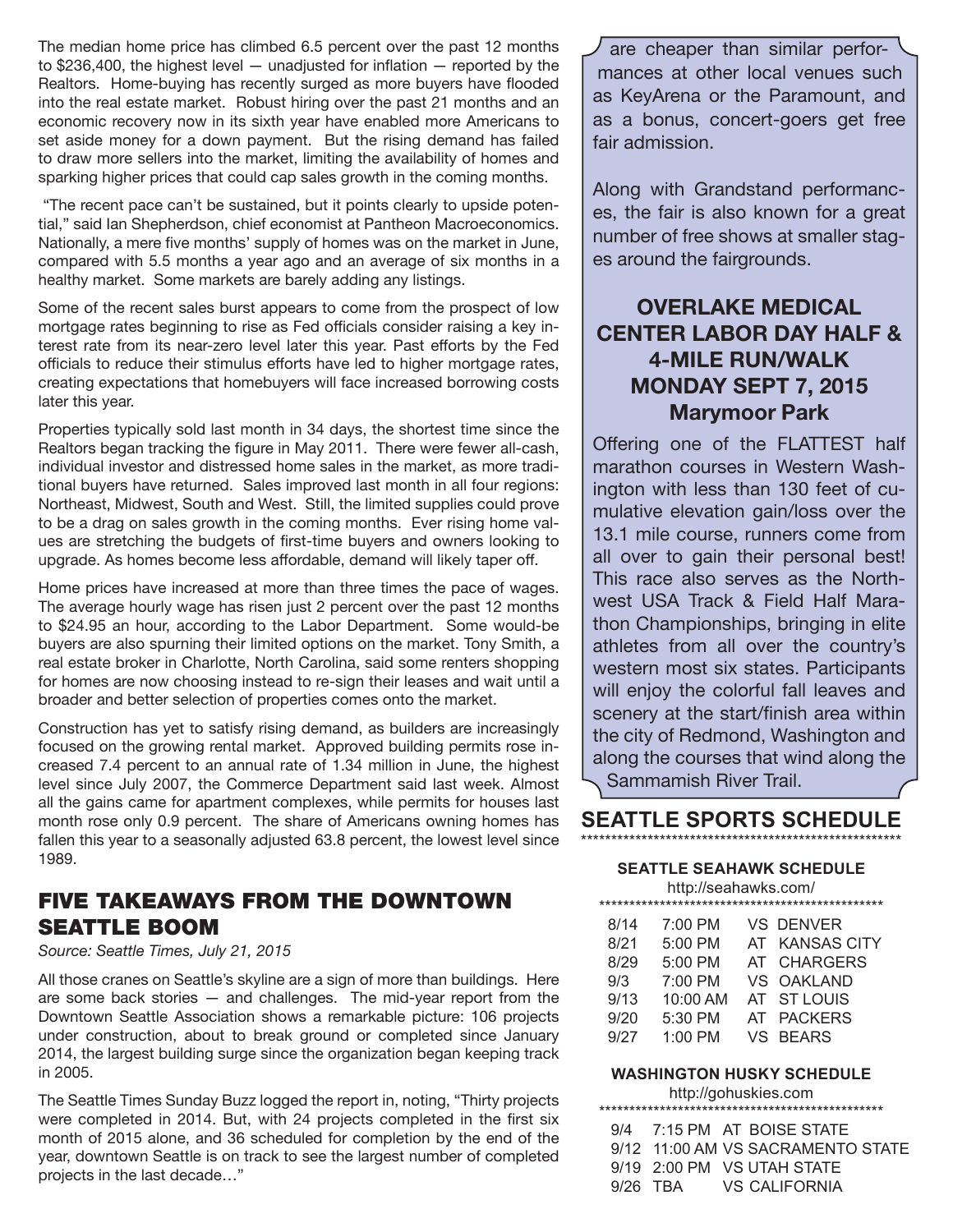The median home price has climbed 6.5 percent over the past 12 months to $236,400, the highest level — unadjusted for inflation — reported by the Realtors. Home-buying has recently surged as more buyers have flooded into the real estate market. Robust hiring over the past 21 months and an economic recovery now in its sixth year have enabled more Americans to set aside money for a down payment. But the rising demand has failed to draw more sellers into the market, limiting the availability of homes and sparking higher prices that could cap sales growth in the coming months.

"The recent pace can't be sustained, but it points clearly to upside potential," said Ian Shepherdson, chief economist at Pantheon Macroeconomics. Nationally, a mere five months' supply of homes was on the market in June, compared with 5.5 months a year ago and an average of six months in a healthy market. Some markets are barely adding any listings.

Some of the recent sales burst appears to come from the prospect of low mortgage rates beginning to rise as Fed officials consider raising a key interest rate from its near-zero level later this year. Past efforts by the Fed officials to reduce their stimulus efforts have led to higher mortgage rates, creating expectations that homebuyers will face increased borrowing costs later this year.

Properties typically sold last month in 34 days, the shortest time since the Realtors began tracking the figure in May 2011. There were fewer all-cash, individual investor and distressed home sales in the market, as more traditional buyers have returned. Sales improved last month in all four regions: Northeast, Midwest, South and West. Still, the limited supplies could prove to be a drag on sales growth in the coming months. Ever rising home values are stretching the budgets of first-time buyers and owners looking to upgrade. As homes become less affordable, demand will likely taper off.

Home prices have increased at more than three times the pace of wages. The average hourly wage has risen just 2 percent over the past 12 months to $24.95 an hour, according to the Labor Department. Some would-be buyers are also spurning their limited options on the market. Tony Smith, a real estate broker in Charlotte, North Carolina, said some renters shopping for homes are now choosing instead to re-sign their leases and wait until a broader and better selection of properties comes onto the market.

Construction has yet to satisfy rising demand, as builders are increasingly focused on the growing rental market. Approved building permits rose increased 7.4 percent to an annual rate of 1.34 million in June, the highest level since July 2007, the Commerce Department said last week. Almost all the gains came for apartment complexes, while permits for houses last month rose only 0.9 percent. The share of Americans owning homes has fallen this year to a seasonally adjusted 63.8 percent, the lowest level since 1989.

## FIVE TAKEAWAYS FROM THE DOWNTOWN SEATTLE BOOM

*Source: Seattle Times, July 21, 2015*

All those cranes on Seattle's skyline are a sign of more than buildings. Here are some back stories — and challenges. The mid-year report from the Downtown Seattle Association shows a remarkable picture: 106 projects under construction, about to break ground or completed since January 2014, the largest building surge since the organization began keeping track in 2005.

The Seattle Times Sunday Buzz logged the report in, noting, "Thirty projects were completed in 2014. But, with 24 projects completed in the first six month of 2015 alone, and 36 scheduled for completion by the end of the year, downtown Seattle is on track to see the largest number of completed projects in the last decade…"

are cheaper than similar performances at other local venues such as KeyArena or the Paramount, and as a bonus, concert-goers get free fair admission.

Along with Grandstand performances, the fair is also known for a great number of free shows at smaller stages around the fairgrounds.

## OVERLAKE MEDICAL CENTER LABOR DAY HALF & 4-MILE RUN/WALK MONDAY SEPT 7, 2015 Marymoor Park

Offering one of the FLATTEST half marathon courses in Western Washington with less than 130 feet of cumulative elevation gain/loss over the 13.1 mile course, runners come from all over to gain their personal best! This race also serves as the Northwest USA Track & Field Half Marathon Championships, bringing in elite athletes from all over the country's western most six states. Participants will enjoy the colorful fall leaves and scenery at the start/finish area within the city of Redmond, Washington and along the courses that wind along the Sammamish River Trail.

## SEATTLE SPORTS SCHEDULE

### SEATTLE SEAHAWK SCHEDULE

http://seahawks.com/

| Date | Time | Game |
|---|---|---|
| 8/14 | 7:00 PM | VS DENVER |
| 8/21 | 5:00 PM | AT KANSAS CITY |
| 8/29 | 5:00 PM | AT CHARGERS |
| 9/3 | 7:00 PM | VS OAKLAND |
| 9/13 | 10:00 AM | AT ST LOUIS |
| 9/20 | 5:30 PM | AT PACKERS |
| 9/27 | 1:00 PM | VS BEARS |

### WASHINGTON HUSKY SCHEDULE

http://gohuskies.com

| Date | Time | Game |
|---|---|---|
| 9/4 | 7:15 PM | AT BOISE STATE |
| 9/12 | 11:00 AM | VS SACRAMENTO STATE |
| 9/19 | 2:00 PM | VS UTAH STATE |
| 9/26 | TBA | VS CALIFORNIA |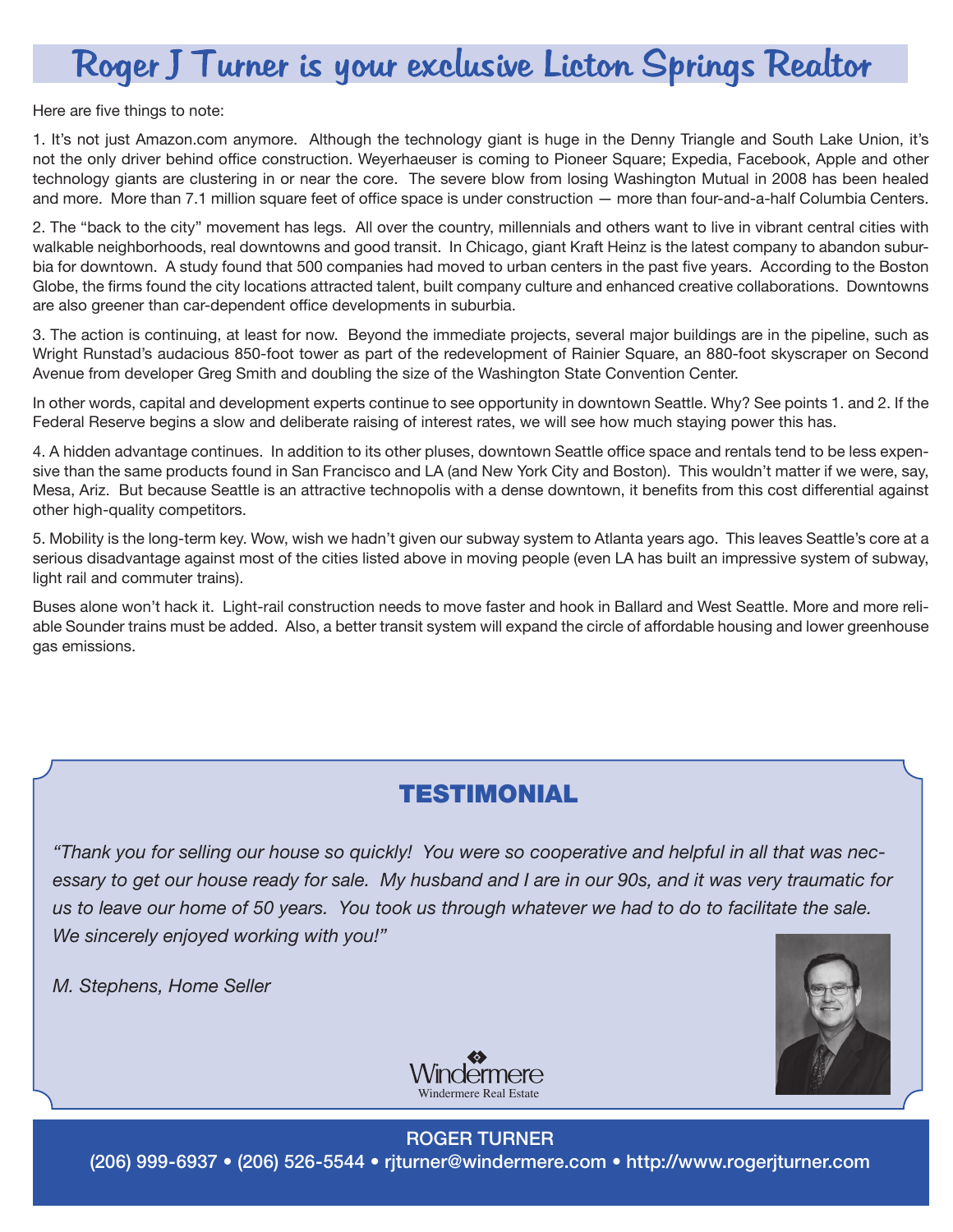# Roger J Turner is your exclusive Licton Springs Realtor

Here are five things to note:

1. It's not just Amazon.com anymore. Although the technology giant is huge in the Denny Triangle and South Lake Union, it's not the only driver behind office construction. Weyerhaeuser is coming to Pioneer Square; Expedia, Facebook, Apple and other technology giants are clustering in or near the core. The severe blow from losing Washington Mutual in 2008 has been healed and more. More than 7.1 million square feet of office space is under construction — more than four-and-a-half Columbia Centers.

2. The "back to the city" movement has legs. All over the country, millennials and others want to live in vibrant central cities with walkable neighborhoods, real downtowns and good transit. In Chicago, giant Kraft Heinz is the latest company to abandon suburbia for downtown. A study found that 500 companies had moved to urban centers in the past five years. According to the Boston Globe, the firms found the city locations attracted talent, built company culture and enhanced creative collaborations. Downtowns are also greener than car-dependent office developments in suburbia.

3. The action is continuing, at least for now. Beyond the immediate projects, several major buildings are in the pipeline, such as Wright Runstad's audacious 850-foot tower as part of the redevelopment of Rainier Square, an 880-foot skyscraper on Second Avenue from developer Greg Smith and doubling the size of the Washington State Convention Center.

In other words, capital and development experts continue to see opportunity in downtown Seattle. Why? See points 1. and 2. If the Federal Reserve begins a slow and deliberate raising of interest rates, we will see how much staying power this has.

4. A hidden advantage continues. In addition to its other pluses, downtown Seattle office space and rentals tend to be less expensive than the same products found in San Francisco and LA (and New York City and Boston). This wouldn't matter if we were, say, Mesa, Ariz. But because Seattle is an attractive technopolis with a dense downtown, it benefits from this cost differential against other high-quality competitors.

5. Mobility is the long-term key. Wow, wish we hadn't given our subway system to Atlanta years ago. This leaves Seattle's core at a serious disadvantage against most of the cities listed above in moving people (even LA has built an impressive system of subway, light rail and commuter trains).

Buses alone won't hack it. Light-rail construction needs to move faster and hook in Ballard and West Seattle. More and more reliable Sounder trains must be added. Also, a better transit system will expand the circle of affordable housing and lower greenhouse gas emissions.

## TESTIMONIAL

*"Thank you for selling our house so quickly! You were so cooperative and helpful in all that was necessary to get our house ready for sale. My husband and I are in our 90s, and it was very traumatic for us to leave our home of 50 years. You took us through whatever we had to do to facilitate the sale. We sincerely enjoyed working with you!"*

*M. Stephens, Home Seller*

Windermere
Windermere Real Estate

**ROGER TURNER**

**(206) 999-6937 • (206) 526-5544 • rjturner@windermere.com • http://www.rogerjturner.com**